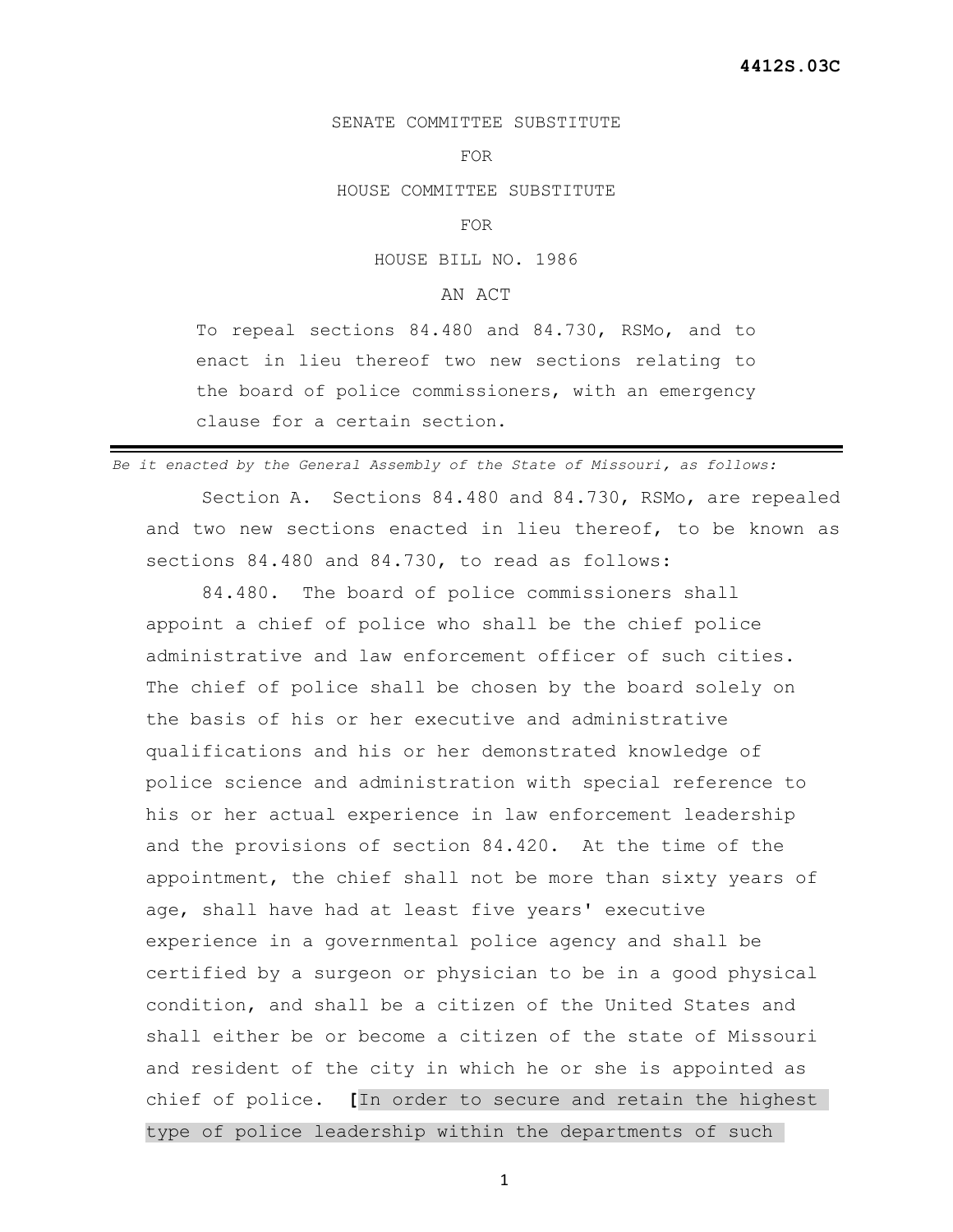**4412S.03C**

SENATE COMMITTEE SUBSTITUTE

FOR

HOUSE COMMITTEE SUBSTITUTE

FOR

HOUSE BILL NO. 1986

AN ACT

To repeal sections 84.480 and 84.730, RSMo, and to enact in lieu thereof two new sections relating to the board of police commissioners, with an emergency clause for a certain section.

---

*Be it enacted by the General Assembly of the State of Missouri, as follows:*

Section A. Sections 84.480 and 84.730, RSMo, are repealed and two new sections enacted in lieu thereof, to be known as sections 84.480 and 84.730, to read as follows:

84.480. The board of police commissioners shall appoint a chief of police who shall be the chief police administrative and law enforcement officer of such cities. The chief of police shall be chosen by the board solely on the basis of his or her executive and administrative qualifications and his or her demonstrated knowledge of police science and administration with special reference to his or her actual experience in law enforcement leadership and the provisions of section 84.420. At the time of the appointment, the chief shall not be more than sixty years of age, shall have had at least five years' executive experience in a governmental police agency and shall be certified by a surgeon or physician to be in a good physical condition, and shall be a citizen of the United States and shall either be or become a citizen of the state of Missouri and resident of the city in which he or she is appointed as chief of police. **[**In order to secure and retain the highest type of police leadership within the departments of such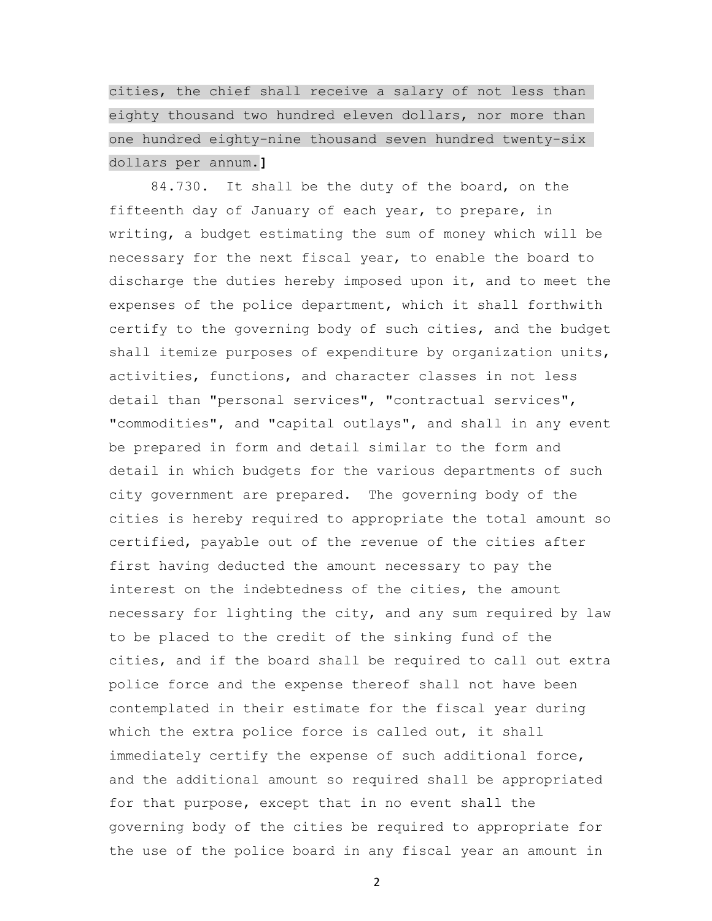cities, the chief shall receive a salary of not less than eighty thousand two hundred eleven dollars, nor more than one hundred eighty-nine thousand seven hundred twenty-six dollars per annum.]

84.730. It shall be the duty of the board, on the fifteenth day of January of each year, to prepare, in writing, a budget estimating the sum of money which will be necessary for the next fiscal year, to enable the board to discharge the duties hereby imposed upon it, and to meet the expenses of the police department, which it shall forthwith certify to the governing body of such cities, and the budget shall itemize purposes of expenditure by organization units, activities, functions, and character classes in not less detail than "personal services", "contractual services", "commodities", and "capital outlays", and shall in any event be prepared in form and detail similar to the form and detail in which budgets for the various departments of such city government are prepared. The governing body of the cities is hereby required to appropriate the total amount so certified, payable out of the revenue of the cities after first having deducted the amount necessary to pay the interest on the indebtedness of the cities, the amount necessary for lighting the city, and any sum required by law to be placed to the credit of the sinking fund of the cities, and if the board shall be required to call out extra police force and the expense thereof shall not have been contemplated in their estimate for the fiscal year during which the extra police force is called out, it shall immediately certify the expense of such additional force, and the additional amount so required shall be appropriated for that purpose, except that in no event shall the governing body of the cities be required to appropriate for the use of the police board in any fiscal year an amount in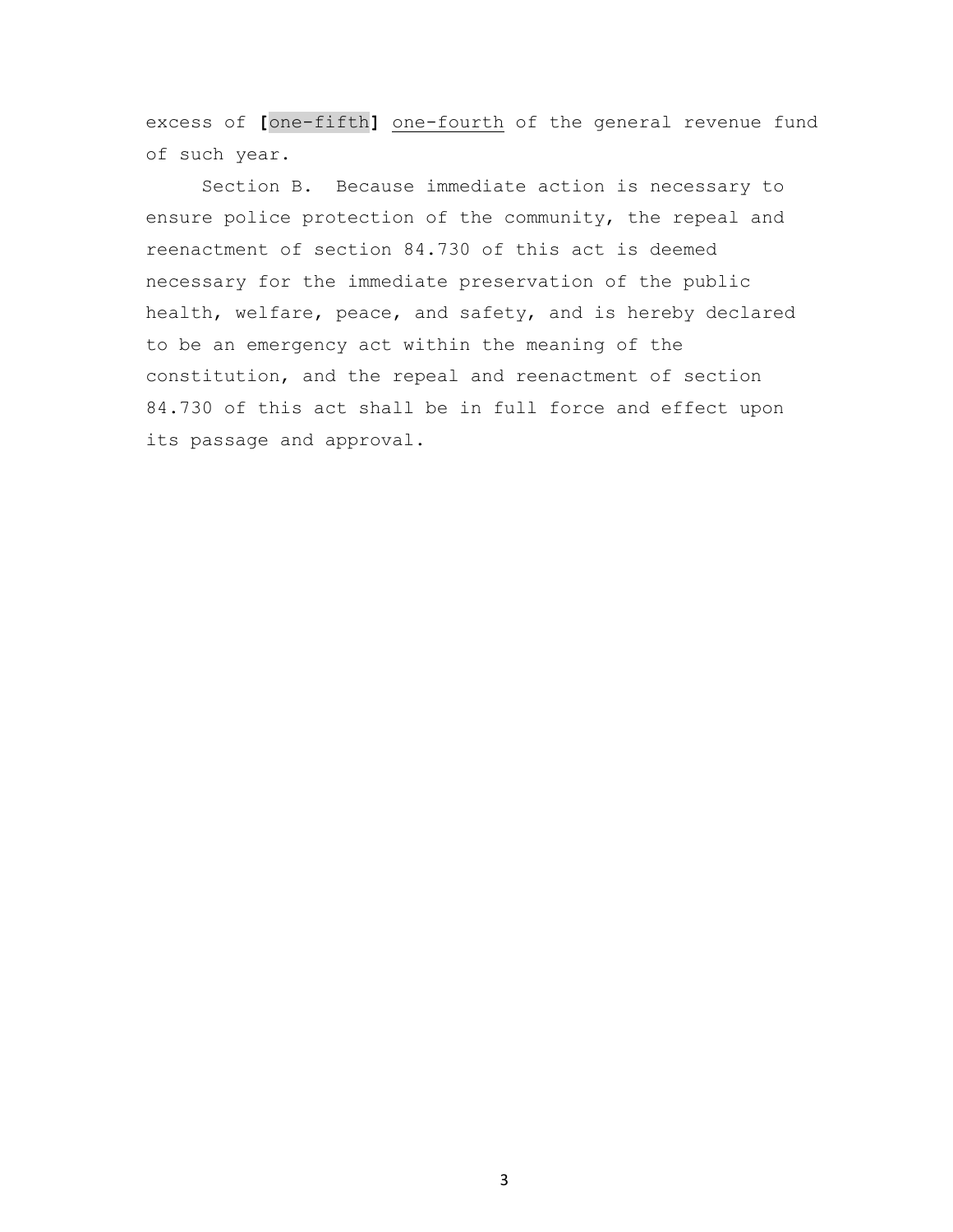excess of **[**one-fifth**]** <u>one-fourth</u> of the general revenue fund of such year.

Section B. Because immediate action is necessary to ensure police protection of the community, the repeal and reenactment of section 84.730 of this act is deemed necessary for the immediate preservation of the public health, welfare, peace, and safety, and is hereby declared to be an emergency act within the meaning of the constitution, and the repeal and reenactment of section 84.730 of this act shall be in full force and effect upon its passage and approval.